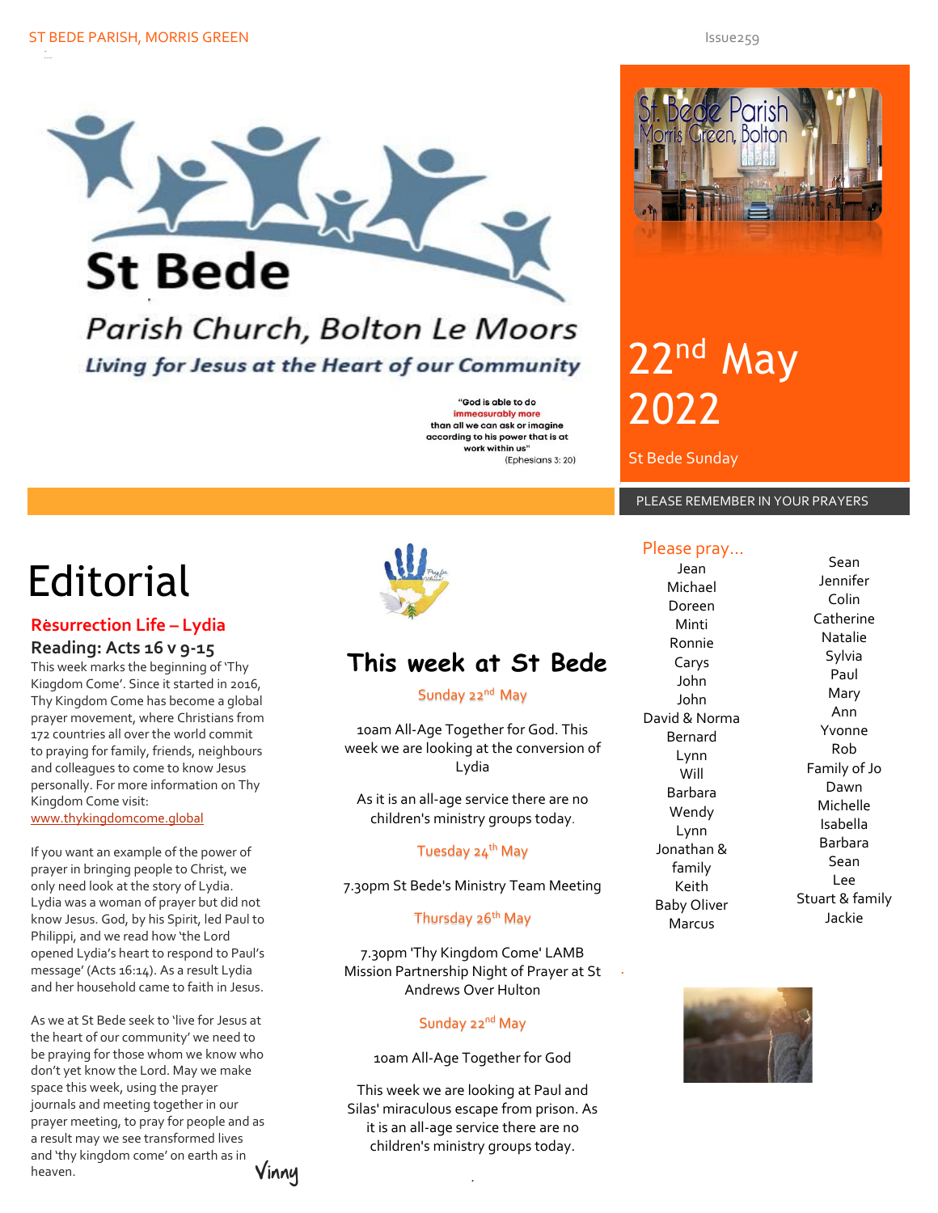ST BEDE PARISH, MORRIS GREEN

Issue259

# St Bede

## Parish Church, Bolton Le Moors

*Living for Jesus at the Heart of our Community*

"God is able to do **immeasurably more** than all we can ask or imagine according to his power that is at work within us" (Ephesians 3: 20)

St Bede Parish Morris Green, Bolton

# 22nd May 2022

St Bede Sunday

PLEASE REMEMBER IN YOUR PRAYERS

# Editorial

## Resurrection Life – Lydia

### Reading: Acts 16 v 9-15

This week marks the beginning of 'Thy Kingdom Come'. Since it started in 2016, Thy Kingdom Come has become a global prayer movement, where Christians from 172 countries all over the world commit to praying for family, friends, neighbours and colleagues to come to know Jesus personally. For more information on Thy Kingdom Come visit: www.thykingdomcome.global

If you want an example of the power of prayer in bringing people to Christ, we only need look at the story of Lydia. Lydia was a woman of prayer but did not know Jesus. God, by his Spirit, led Paul to Philippi, and we read how 'the Lord opened Lydia's heart to respond to Paul's message' (Acts 16:14). As a result Lydia and her household came to faith in Jesus.

As we at St Bede seek to 'live for Jesus at the heart of our community' we need to be praying for those whom we know who don't yet know the Lord. May we make space this week, using the prayer journals and meeting together in our prayer meeting, to pray for people and as a result may we see transformed lives and 'thy kingdom come' on earth as in heaven.

*Vinny*

# This week at St Bede

**Sunday 22nd May**

10am All-Age Together for God. This week we are looking at the conversion of Lydia

As it is an all-age service there are no children's ministry groups today.

**Tuesday 24th May**

7.30pm St Bede's Ministry Team Meeting

**Thursday 26th May**

7.30pm 'Thy Kingdom Come' LAMB Mission Partnership Night of Prayer at St Andrews Over Hulton

**Sunday 22nd May**

10am All-Age Together for God

This week we are looking at Paul and Silas' miraculous escape from prison. As it is an all-age service there are no children's ministry groups today.

## Please pray...

Jean
Michael
Doreen
Minti
Ronnie
Carys
John
John
David & Norma
Bernard
Lynn
Will
Barbara
Wendy
Lynn
Jonathan & family
Keith
Baby Oliver
Marcus
Sean
Jennifer
Colin
Catherine
Natalie
Sylvia
Paul
Mary
Ann
Yvonne
Rob
Family of Jo
Dawn
Michelle
Isabella
Barbara
Sean
Lee
Stuart & family
Jackie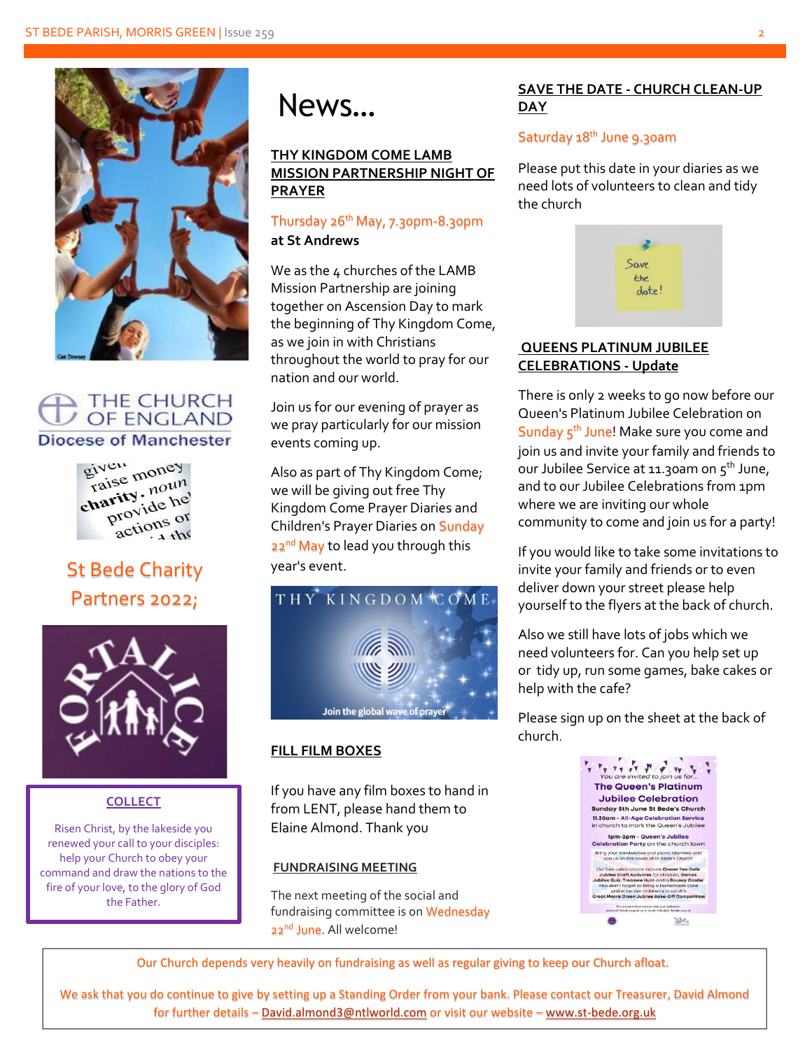THE CHURCH OF ENGLAND
Diocese of Manchester

## St Bede Charity Partners 2022;

### COLLECT

Risen Christ, by the lakeside you renewed your call to your disciples: help your Church to obey your command and draw the nations to the fire of your love, to the glory of God the Father.

# News...

### THY KINGDOM COME LAMB MISSION PARTNERSHIP NIGHT OF PRAYER

Thursday 26th May, 7.30pm-8.30pm
**at St Andrews**

We as the 4 churches of the LAMB Mission Partnership are joining together on Ascension Day to mark the beginning of Thy Kingdom Come, as we join in with Christians throughout the world to pray for our nation and our world.

Join us for our evening of prayer as we pray particularly for our mission events coming up.

Also as part of Thy Kingdom Come; we will be giving out free Thy Kingdom Come Prayer Diaries and Children's Prayer Diaries on Sunday 22nd May to lead you through this year's event.

THY KINGDOM COME
Join the global wave of prayer

### FILL FILM BOXES

If you have any film boxes to hand in from LENT, please hand them to Elaine Almond. Thank you

### FUNDRAISING MEETING

The next meeting of the social and fundraising committee is on Wednesday 22nd June. All welcome!

### SAVE THE DATE - CHURCH CLEAN-UP DAY

Saturday 18th June 9.30am

Please put this date in your diaries as we need lots of volunteers to clean and tidy the church

### QUEENS PLATINUM JUBILEE CELEBRATIONS - Update

There is only 2 weeks to go now before our Queen's Platinum Jubilee Celebration on Sunday 5th June! Make sure you come and join us and invite your family and friends to our Jubilee Service at 11.30am on 5th June, and to our Jubilee Celebrations from 1pm where we are inviting our whole community to come and join us for a party!

If you would like to take some invitations to invite your family and friends or to even deliver down your street please help yourself to the flyers at the back of church.

Also we still have lots of jobs which we need volunteers for. Can you help set up or tidy up, run some games, bake cakes or help with the cafe?

Please sign up on the sheet at the back of church.

---

Our Church depends very heavily on fundraising as well as regular giving to keep our Church afloat.

We ask that you do continue to give by setting up a Standing Order from your bank. Please contact our Treasurer, David Almond for further details – David.almond3@ntlworld.com or visit our website – www.st-bede.org.uk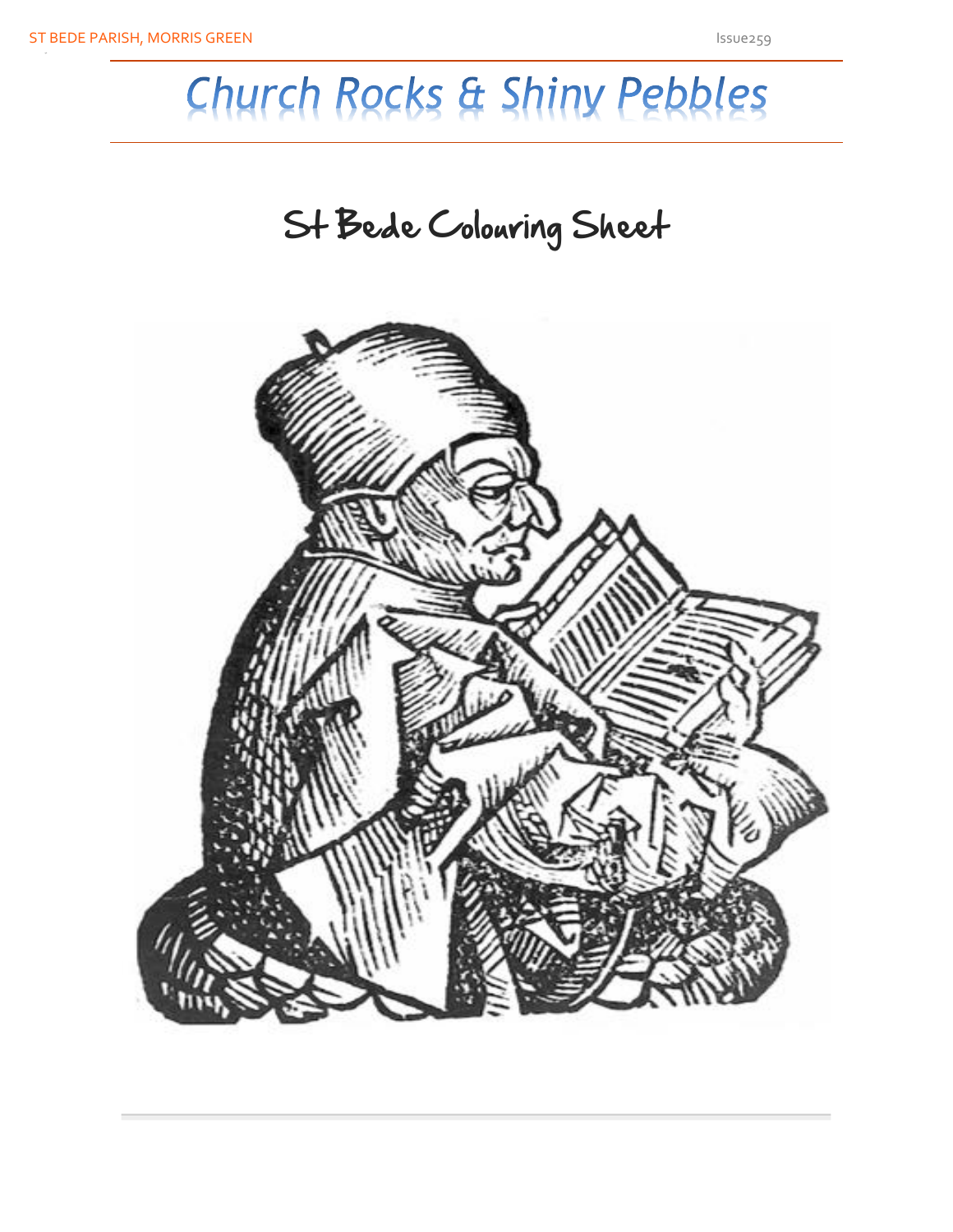# Church Rocks & Shiny Pebbles

## St Bede Colouring Sheet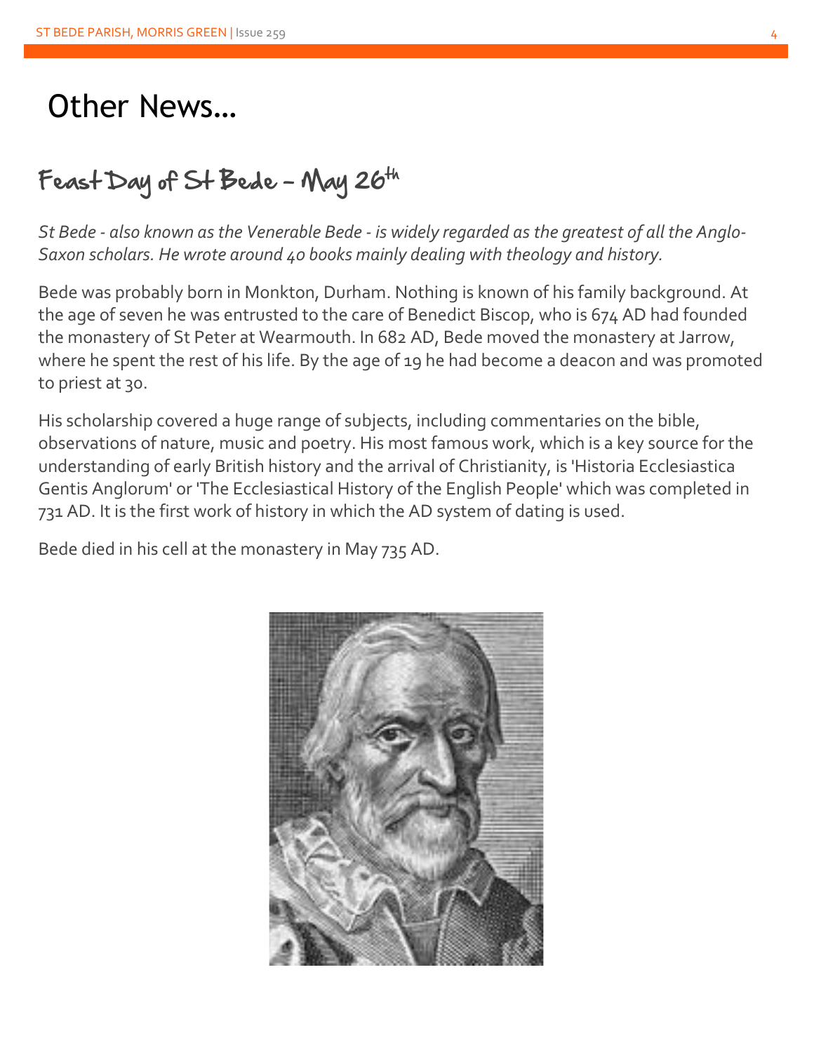# Other News…

## Feast Day of St Bede – May 26th

*St Bede - also known as the Venerable Bede - is widely regarded as the greatest of all the Anglo-Saxon scholars. He wrote around 40 books mainly dealing with theology and history.*

Bede was probably born in Monkton, Durham. Nothing is known of his family background. At the age of seven he was entrusted to the care of Benedict Biscop, who is 674 AD had founded the monastery of St Peter at Wearmouth. In 682 AD, Bede moved the monastery at Jarrow, where he spent the rest of his life. By the age of 19 he had become a deacon and was promoted to priest at 30.

His scholarship covered a huge range of subjects, including commentaries on the bible, observations of nature, music and poetry. His most famous work, which is a key source for the understanding of early British history and the arrival of Christianity, is 'Historia Ecclesiastica Gentis Anglorum' or 'The Ecclesiastical History of the English People' which was completed in 731 AD. It is the first work of history in which the AD system of dating is used.

Bede died in his cell at the monastery in May 735 AD.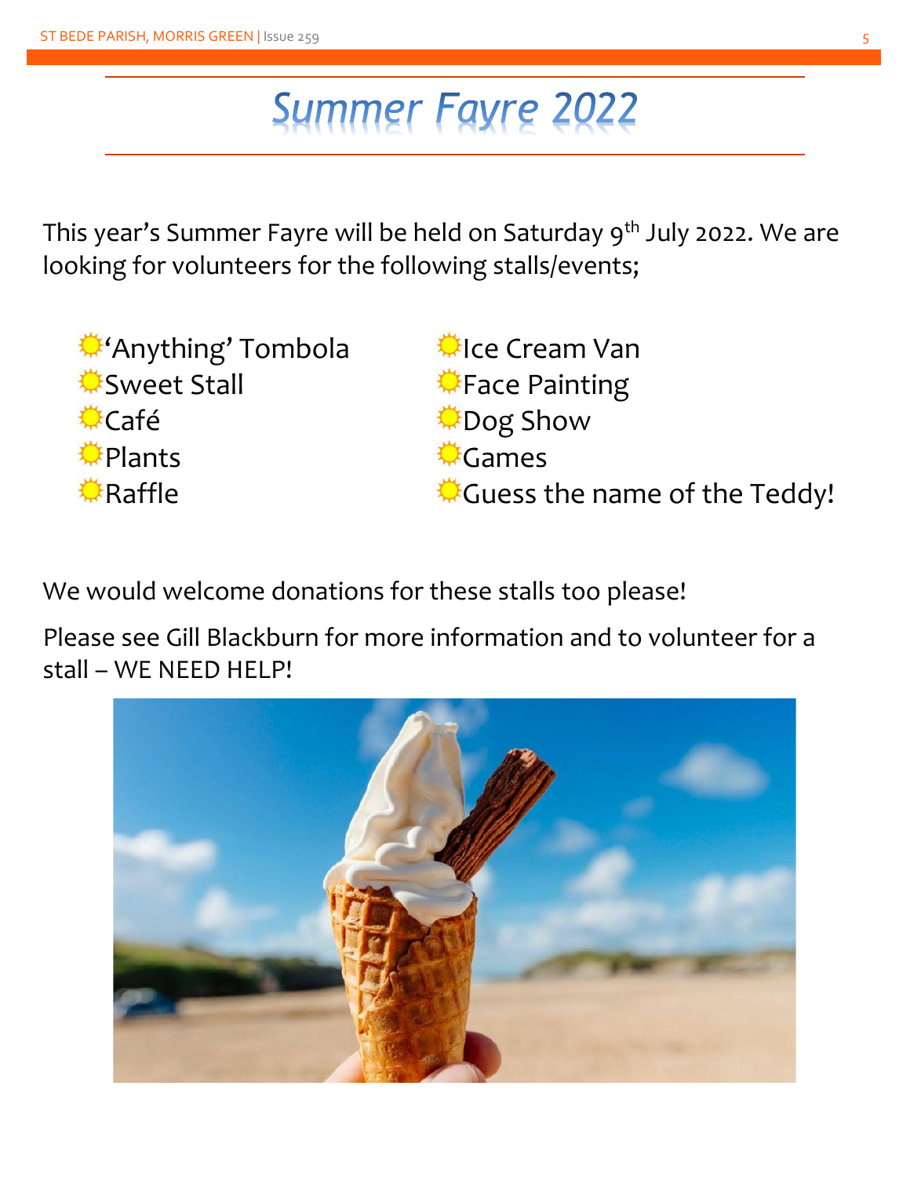# Summer Fayre 2022

This year's Summer Fayre will be held on Saturday 9th July 2022. We are looking for volunteers for the following stalls/events;

- 'Anything' Tombola
- Sweet Stall
- Café
- Plants
- Raffle
- Ice Cream Van
- Face Painting
- Dog Show
- Games
- Guess the name of the Teddy!

We would welcome donations for these stalls too please!

Please see Gill Blackburn for more information and to volunteer for a stall – WE NEED HELP!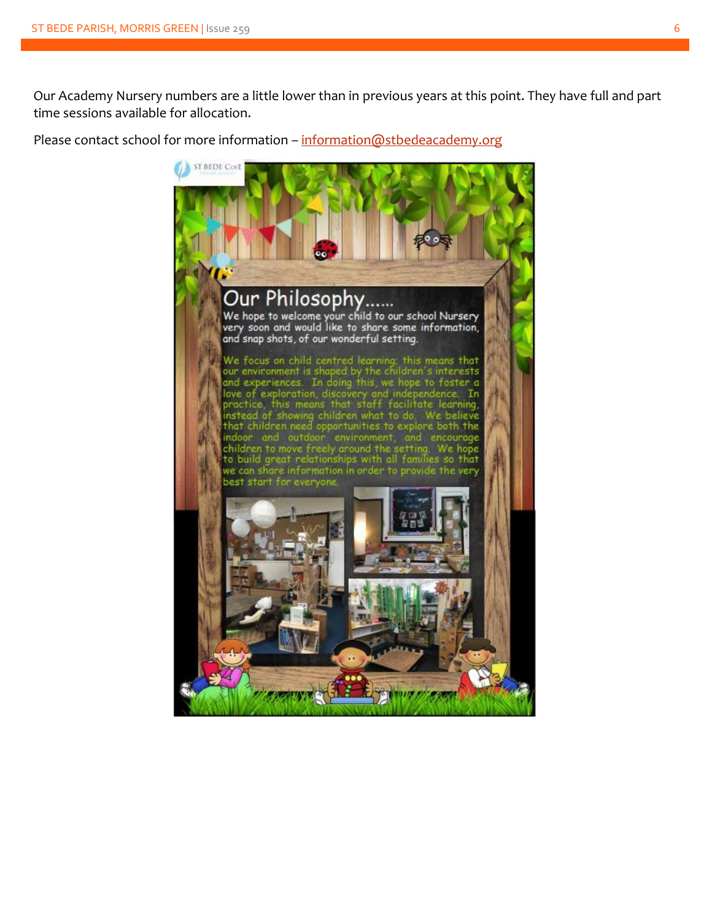Our Academy Nursery numbers are a little lower than in previous years at this point. They have full and part time sessions available for allocation.

Please contact school for more information – [information@stbedeacademy.org](mailto:information@stbedeacademy.org)

ST BEDE CofE

## Our Philosophy......

We hope to welcome your child to our school Nursery very soon and would like to share some information, and snap shots, of our wonderful setting.

We focus on child centred learning; this means that our environment is shaped by the children's interests and experiences. In doing this, we hope to foster a love of exploration, discovery and independence. In practice, this means that staff facilitate learning, instead of showing children what to do. We believe that children need opportunities to explore both the indoor and outdoor environment, and encourage children to move freely around the setting. We hope to build great relationships with all families so that we can share information in order to provide the very best start for everyone.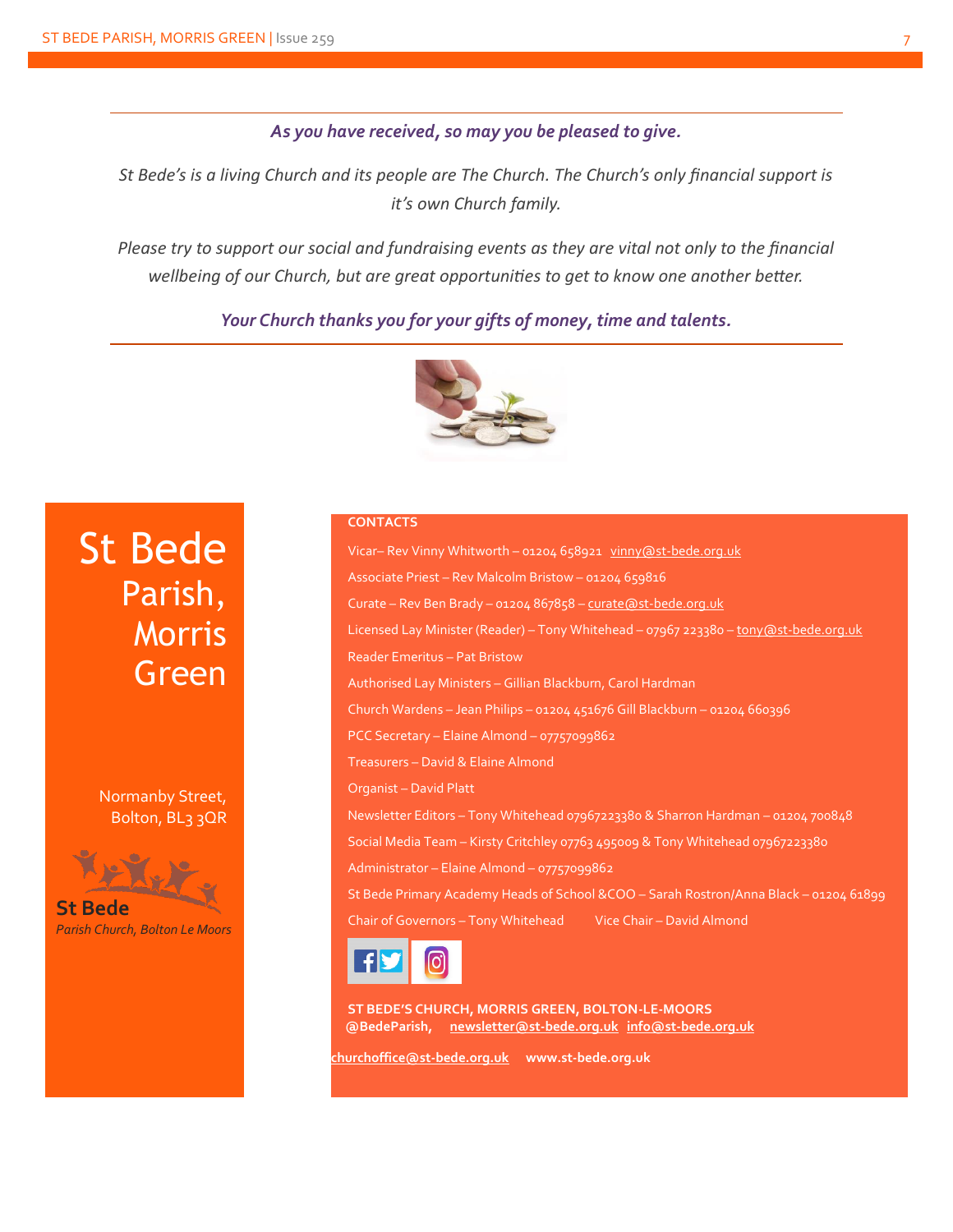*As you have received, so may you be pleased to give.*

*St Bede's is a living Church and its people are The Church. The Church's only financial support is it's own Church family.*

*Please try to support our social and fundraising events as they are vital not only to the financial wellbeing of our Church, but are great opportunities to get to know one another better.*

*Your Church thanks you for your gifts of money, time and talents.*

# St Bede Parish, Morris Green

Normanby Street, Bolton, BL3 3QR

**St Bede**
*Parish Church, Bolton Le Moors*

**CONTACTS**

Vicar– Rev Vinny Whitworth – 01204 658921 vinny@st-bede.org.uk

Associate Priest – Rev Malcolm Bristow – 01204 659816

Curate – Rev Ben Brady – 01204 867858 – curate@st-bede.org.uk

Licensed Lay Minister (Reader) – Tony Whitehead – 07967 223380 – tony@st-bede.org.uk

Reader Emeritus – Pat Bristow

Authorised Lay Ministers – Gillian Blackburn, Carol Hardman

Church Wardens – Jean Philips – 01204 451676 Gill Blackburn – 01204 660396

PCC Secretary – Elaine Almond – 07757099862

Treasurers – David & Elaine Almond

Organist – David Platt

Newsletter Editors – Tony Whitehead 07967223380 & Sharron Hardman – 01204 700848

Social Media Team – Kirsty Critchley 07763 495009 & Tony Whitehead 07967223380

Administrator – Elaine Almond – 07757099862

St Bede Primary Academy Heads of School &COO – Sarah Rostron/Anna Black – 01204 61899

Chair of Governors – Tony Whitehead     Vice Chair – David Almond

**ST BEDE'S CHURCH, MORRIS GREEN, BOLTON-LE-MOORS**
**@BedeParish, newsletter@st-bede.org.uk info@st-bede.org.uk**

**churchoffice@st-bede.org.uk www.st-bede.org.uk**